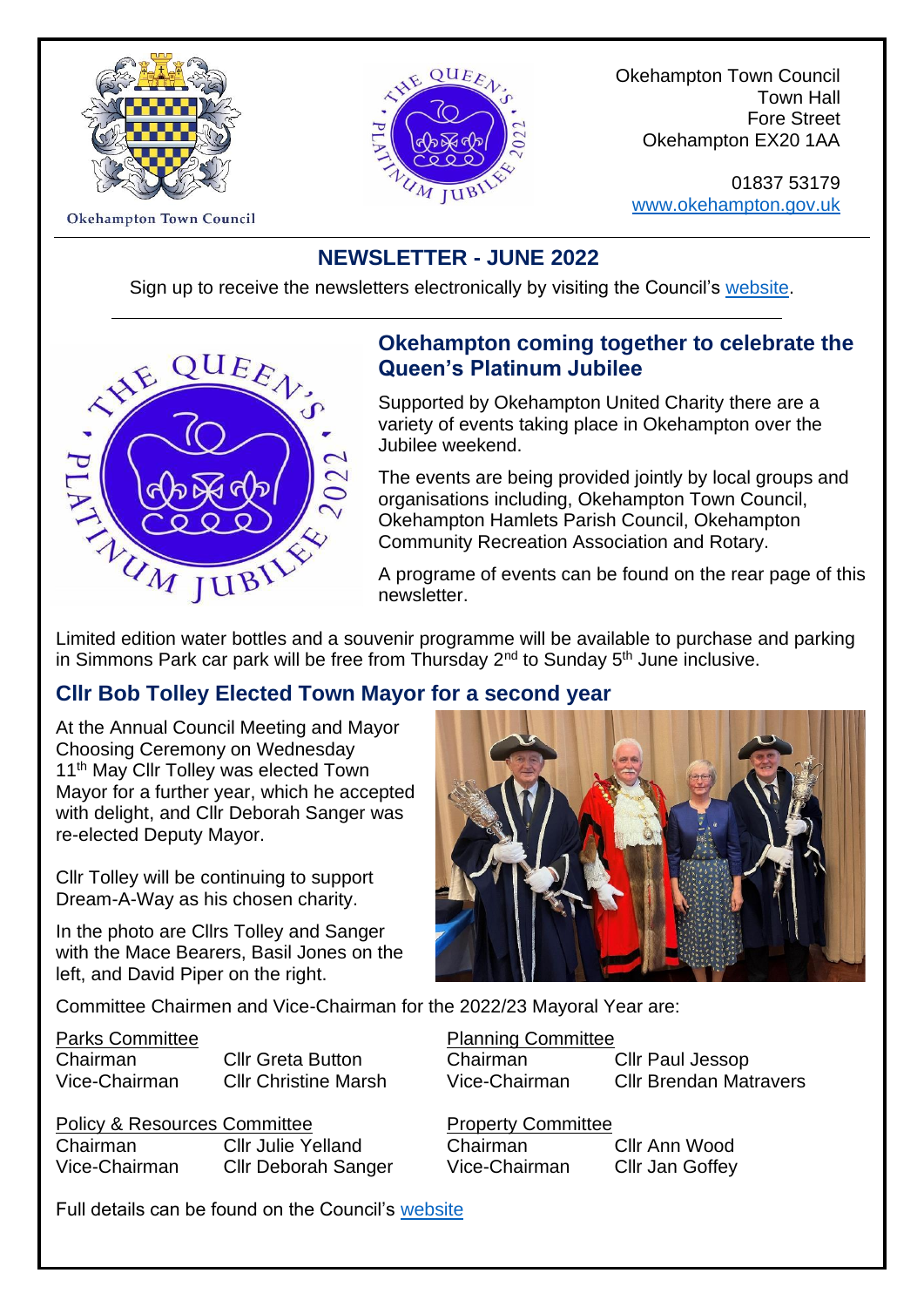Okehampton Town Council

Okehampton Town Council
Town Hall
Fore Street
Okehampton EX20 1AA

01837 53179
www.okehampton.gov.uk

# NEWSLETTER - JUNE 2022

Sign up to receive the newsletters electronically by visiting the Council's website.

## Okehampton coming together to celebrate the Queen's Platinum Jubilee

Supported by Okehampton United Charity there are a variety of events taking place in Okehampton over the Jubilee weekend.

The events are being provided jointly by local groups and organisations including, Okehampton Town Council, Okehampton Hamlets Parish Council, Okehampton Community Recreation Association and Rotary.

A programe of events can be found on the rear page of this newsletter.

Limited edition water bottles and a souvenir programme will be available to purchase and parking in Simmons Park car park will be free from Thursday 2nd to Sunday 5th June inclusive.

## Cllr Bob Tolley Elected Town Mayor for a second year

At the Annual Council Meeting and Mayor Choosing Ceremony on Wednesday 11th May Cllr Tolley was elected Town Mayor for a further year, which he accepted with delight, and Cllr Deborah Sanger was re-elected Deputy Mayor.

Cllr Tolley will be continuing to support Dream-A-Way as his chosen charity.

In the photo are Cllrs Tolley and Sanger with the Mace Bearers, Basil Jones on the left, and David Piper on the right.

Committee Chairmen and Vice-Chairman for the 2022/23 Mayoral Year are:

Parks Committee

| | |
|---|---|
| Chairman | Cllr Greta Button |
| Vice-Chairman | Cllr Christine Marsh |

Planning Committee

| | |
|---|---|
| Chairman | Cllr Paul Jessop |
| Vice-Chairman | Cllr Brendan Matravers |

Policy & Resources Committee

| | |
|---|---|
| Chairman | Cllr Julie Yelland |
| Vice-Chairman | Cllr Deborah Sanger |

Property Committee

| | |
|---|---|
| Chairman | Cllr Ann Wood |
| Vice-Chairman | Cllr Jan Goffey |

Full details can be found on the Council's website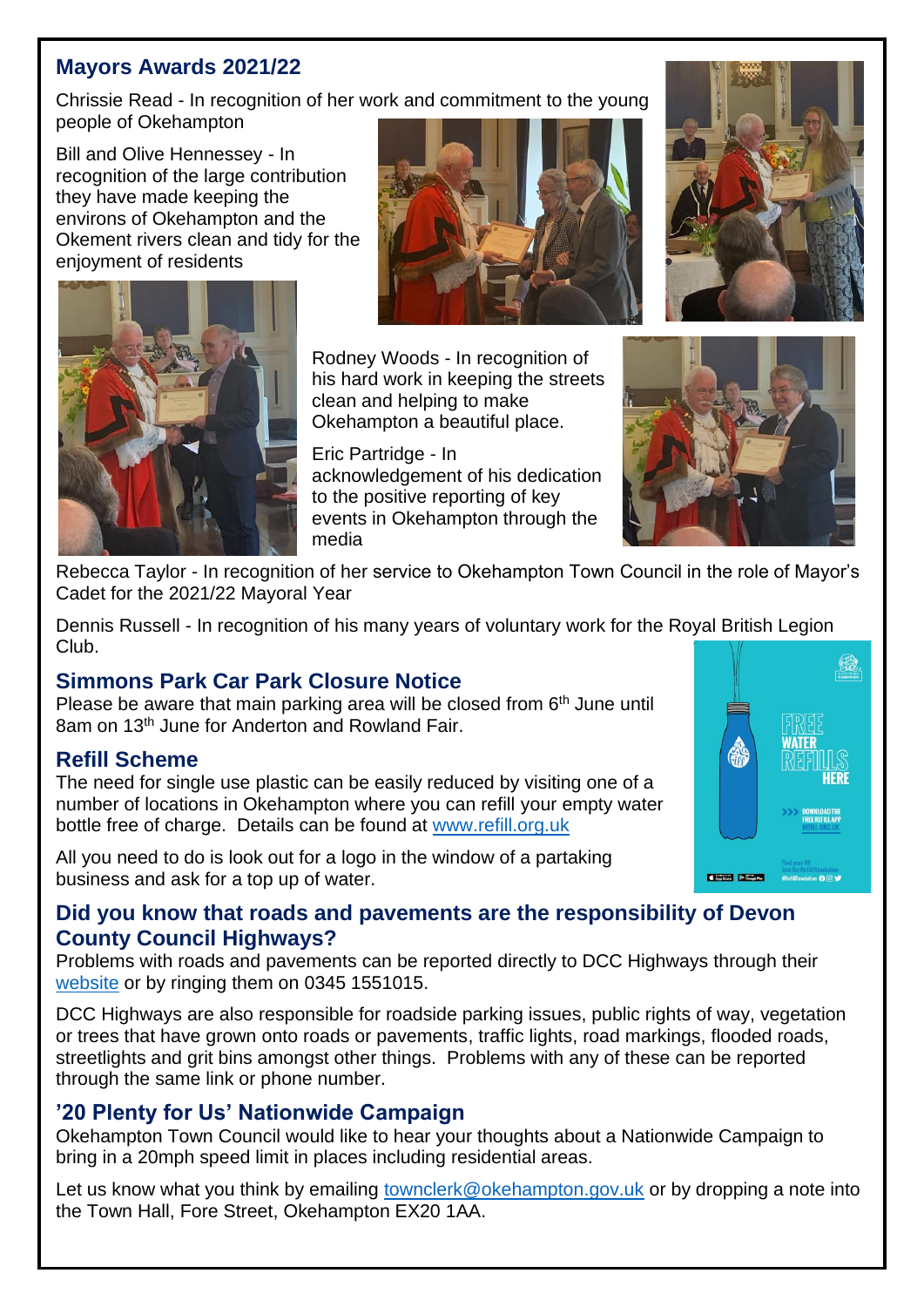## Mayors Awards 2021/22

Chrissie Read - In recognition of her work and commitment to the young people of Okehampton

Bill and Olive Hennessey - In recognition of the large contribution they have made keeping the environs of Okehampton and the Okement rivers clean and tidy for the enjoyment of residents

Rodney Woods - In recognition of his hard work in keeping the streets clean and helping to make Okehampton a beautiful place.

Eric Partridge - In acknowledgement of his dedication to the positive reporting of key events in Okehampton through the media

Rebecca Taylor - In recognition of her service to Okehampton Town Council in the role of Mayor's Cadet for the 2021/22 Mayoral Year

Dennis Russell - In recognition of his many years of voluntary work for the Royal British Legion Club.

## Simmons Park Car Park Closure Notice

Please be aware that main parking area will be closed from 6th June until 8am on 13th June for Anderton and Rowland Fair.

## Refill Scheme

The need for single use plastic can be easily reduced by visiting one of a number of locations in Okehampton where you can refill your empty water bottle free of charge. Details can be found at www.refill.org.uk

All you need to do is look out for a logo in the window of a partaking business and ask for a top up of water.

## Did you know that roads and pavements are the responsibility of Devon County Council Highways?

Problems with roads and pavements can be reported directly to DCC Highways through their website or by ringing them on 0345 1551015.

DCC Highways are also responsible for roadside parking issues, public rights of way, vegetation or trees that have grown onto roads or pavements, traffic lights, road markings, flooded roads, streetlights and grit bins amongst other things. Problems with any of these can be reported through the same link or phone number.

## '20 Plenty for Us' Nationwide Campaign

Okehampton Town Council would like to hear your thoughts about a Nationwide Campaign to bring in a 20mph speed limit in places including residential areas.

Let us know what you think by emailing townclerk@okehampton.gov.uk or by dropping a note into the Town Hall, Fore Street, Okehampton EX20 1AA.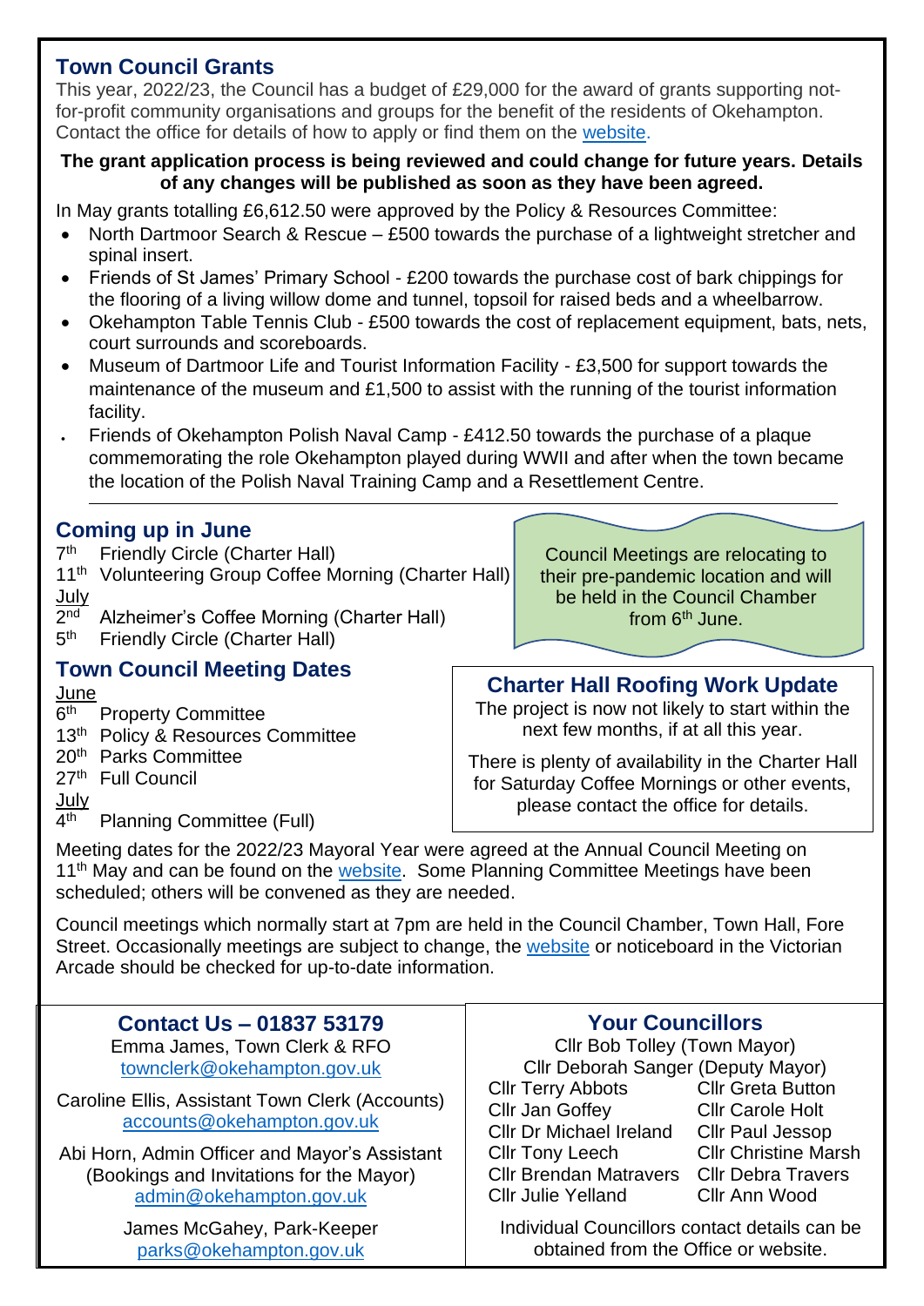## Town Council Grants

This year, 2022/23, the Council has a budget of £29,000 for the award of grants supporting not-for-profit community organisations and groups for the benefit of the residents of Okehampton. Contact the office for details of how to apply or find them on the website.

**The grant application process is being reviewed and could change for future years. Details of any changes will be published as soon as they have been agreed.**

In May grants totalling £6,612.50 were approved by the Policy & Resources Committee:

- North Dartmoor Search & Rescue – £500 towards the purchase of a lightweight stretcher and spinal insert.
- Friends of St James' Primary School - £200 towards the purchase cost of bark chippings for the flooring of a living willow dome and tunnel, topsoil for raised beds and a wheelbarrow.
- Okehampton Table Tennis Club - £500 towards the cost of replacement equipment, bats, nets, court surrounds and scoreboards.
- Museum of Dartmoor Life and Tourist Information Facility - £3,500 for support towards the maintenance of the museum and £1,500 to assist with the running of the tourist information facility.
- Friends of Okehampton Polish Naval Camp - £412.50 towards the purchase of a plaque commemorating the role Okehampton played during WWII and after when the town became the location of the Polish Naval Training Camp and a Resettlement Centre.

---

## Coming up in June

7th Friendly Circle (Charter Hall)
11th Volunteering Group Coffee Morning (Charter Hall)

July
2nd Alzheimer's Coffee Morning (Charter Hall)
5th Friendly Circle (Charter Hall)

Council Meetings are relocating to their pre-pandemic location and will be held in the Council Chamber from 6th June.

## Town Council Meeting Dates

June
6th Property Committee
13th Policy & Resources Committee
20th Parks Committee
27th Full Council

July
4th Planning Committee (Full)

## Charter Hall Roofing Work Update

The project is now not likely to start within the next few months, if at all this year.

There is plenty of availability in the Charter Hall for Saturday Coffee Mornings or other events, please contact the office for details.

Meeting dates for the 2022/23 Mayoral Year were agreed at the Annual Council Meeting on 11th May and can be found on the website. Some Planning Committee Meetings have been scheduled; others will be convened as they are needed.

Council meetings which normally start at 7pm are held in the Council Chamber, Town Hall, Fore Street. Occasionally meetings are subject to change, the website or noticeboard in the Victorian Arcade should be checked for up-to-date information.

## Contact Us – 01837 53179

Emma James, Town Clerk & RFO
townclerk@okehampton.gov.uk

Caroline Ellis, Assistant Town Clerk (Accounts)
accounts@okehampton.gov.uk

Abi Horn, Admin Officer and Mayor's Assistant (Bookings and Invitations for the Mayor)
admin@okehampton.gov.uk

James McGahey, Park-Keeper
parks@okehampton.gov.uk

## Your Councillors

Cllr Bob Tolley (Town Mayor)
Cllr Deborah Sanger (Deputy Mayor)

| | |
|---|---|
| Cllr Terry Abbots | Cllr Greta Button |
| Cllr Jan Goffey | Cllr Carole Holt |
| Cllr Dr Michael Ireland | Cllr Paul Jessop |
| Cllr Tony Leech | Cllr Christine Marsh |
| Cllr Brendan Matravers | Cllr Debra Travers |
| Cllr Julie Yelland | Cllr Ann Wood |

Individual Councillors contact details can be obtained from the Office or website.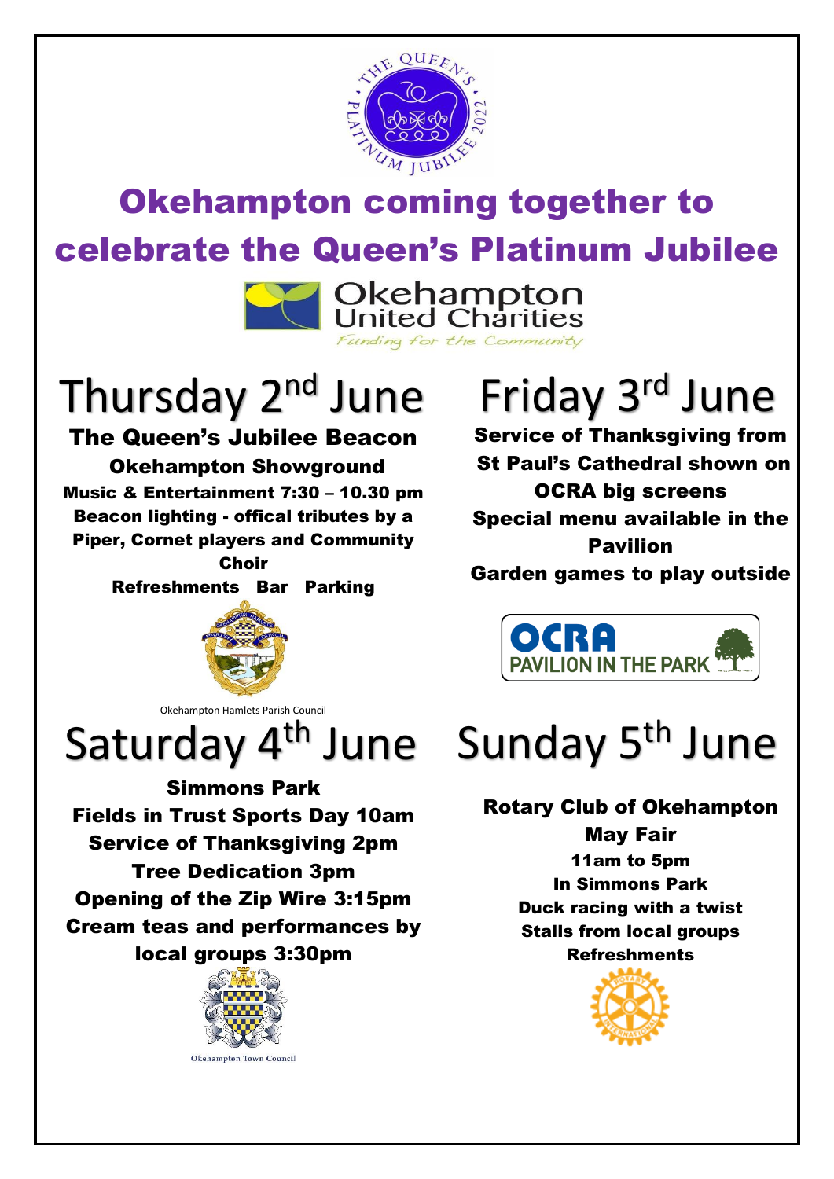# Okehampton coming together to celebrate the Queen's Platinum Jubilee

Okehampton United Charities
*Funding for the Community*

## Thursday 2nd June

**The Queen's Jubilee Beacon**

**Okehampton Showground**

**Music & Entertainment 7:30 – 10.30 pm**

**Beacon lighting - offical tributes by a Piper, Cornet players and Community Choir**

**Refreshments   Bar   Parking**

Okehampton Hamlets Parish Council

## Friday 3rd June

**Service of Thanksgiving from St Paul's Cathedral shown on OCRA big screens**

**Special menu available in the Pavilion**

**Garden games to play outside**

OCRA PAVILION IN THE PARK

## Saturday 4th June

**Simmons Park**

**Fields in Trust Sports Day 10am**

**Service of Thanksgiving 2pm**

**Tree Dedication 3pm**

**Opening of the Zip Wire 3:15pm**

**Cream teas and performances by local groups 3:30pm**

Okehampton Town Council

## Sunday 5th June

**Rotary Club of Okehampton**

**May Fair**

**11am to 5pm**

**In Simmons Park**

**Duck racing with a twist**

**Stalls from local groups**

**Refreshments**